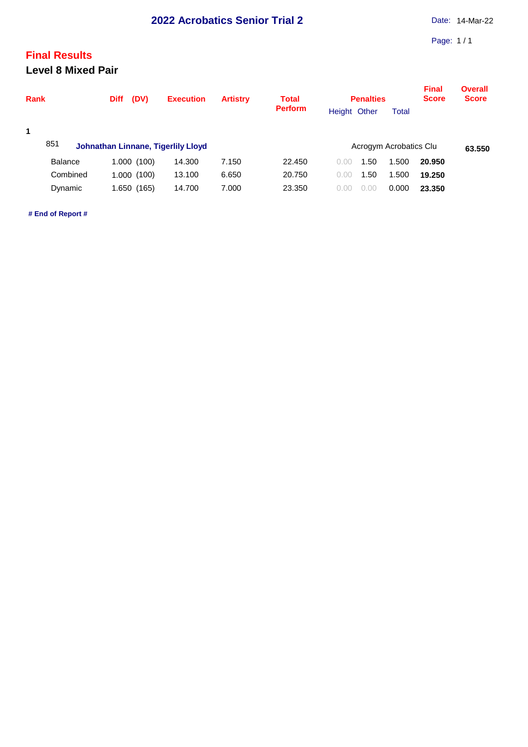# 2022 Acrobatics Senior Trial 2

Date: 14-Mar-22

## Final Results

### Level 8 Mixed Pair

| Rank | | Diff (DV) | Execution | Artistry | Total Perform | Penalties Height | Penalties Other | Penalties Total | Final Score | Overall Score |
|---|---|---|---|---|---|---|---|---|---|---|
| 1 | | | | | | | | | | |
| 851 | **Johnathan Linnane, Tigerlily Lloyd** | | | | | Acrogym Acrobatics Clu | | | | **63.550** |
| | Balance | 1.000 (100) | 14.300 | 7.150 | 22.450 | 0.00 | 1.50 | 1.500 | **20.950** | |
| | Combined | 1.000 (100) | 13.100 | 6.650 | 20.750 | 0.00 | 1.50 | 1.500 | **19.250** | |
| | Dynamic | 1.650 (165) | 14.700 | 7.000 | 23.350 | 0.00 | 0.00 | 0.000 | **23.350** | |

**# End of Report #**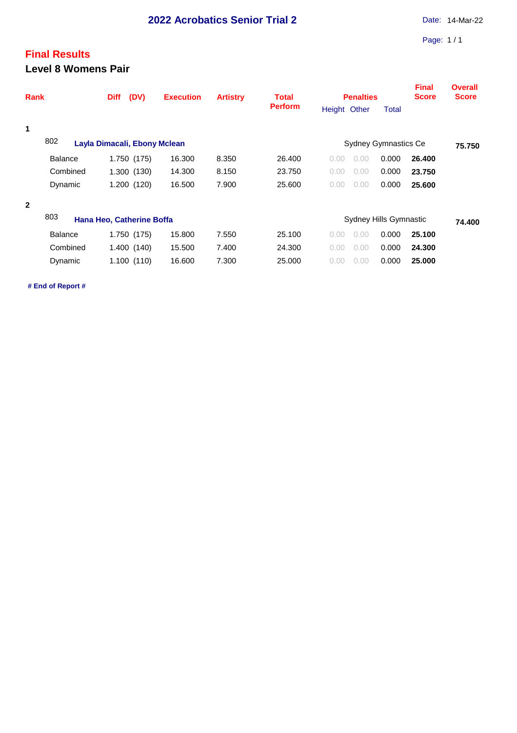# 2022 Acrobatics Senior Trial 2

Date: 14-Mar-22

## Final Results

### Level 8 Womens Pair

| Rank | | Diff (DV) | Execution | Artistry | Total Perform | Penalties Height | Penalties Other | Penalties Total | Final Score | Overall Score |
|---|---|---|---|---|---|---|---|---|---|---|
| 1 | | | | | | | | | | |
| 802 | **Layla Dimacali, Ebony Mclean** | | | | | Sydney Gymnastics Ce | | | | **75.750** |
| | Balance | 1.750 (175) | 16.300 | 8.350 | 26.400 | 0.00 | 0.00 | 0.000 | **26.400** | |
| | Combined | 1.300 (130) | 14.300 | 8.150 | 23.750 | 0.00 | 0.00 | 0.000 | **23.750** | |
| | Dynamic | 1.200 (120) | 16.500 | 7.900 | 25.600 | 0.00 | 0.00 | 0.000 | **25.600** | |
| 2 | | | | | | | | | | |
| 803 | **Hana Heo, Catherine Boffa** | | | | | Sydney Hills Gymnastic | | | | **74.400** |
| | Balance | 1.750 (175) | 15.800 | 7.550 | 25.100 | 0.00 | 0.00 | 0.000 | **25.100** | |
| | Combined | 1.400 (140) | 15.500 | 7.400 | 24.300 | 0.00 | 0.00 | 0.000 | **24.300** | |
| | Dynamic | 1.100 (110) | 16.600 | 7.300 | 25.000 | 0.00 | 0.00 | 0.000 | **25.000** | |

**# End of Report #**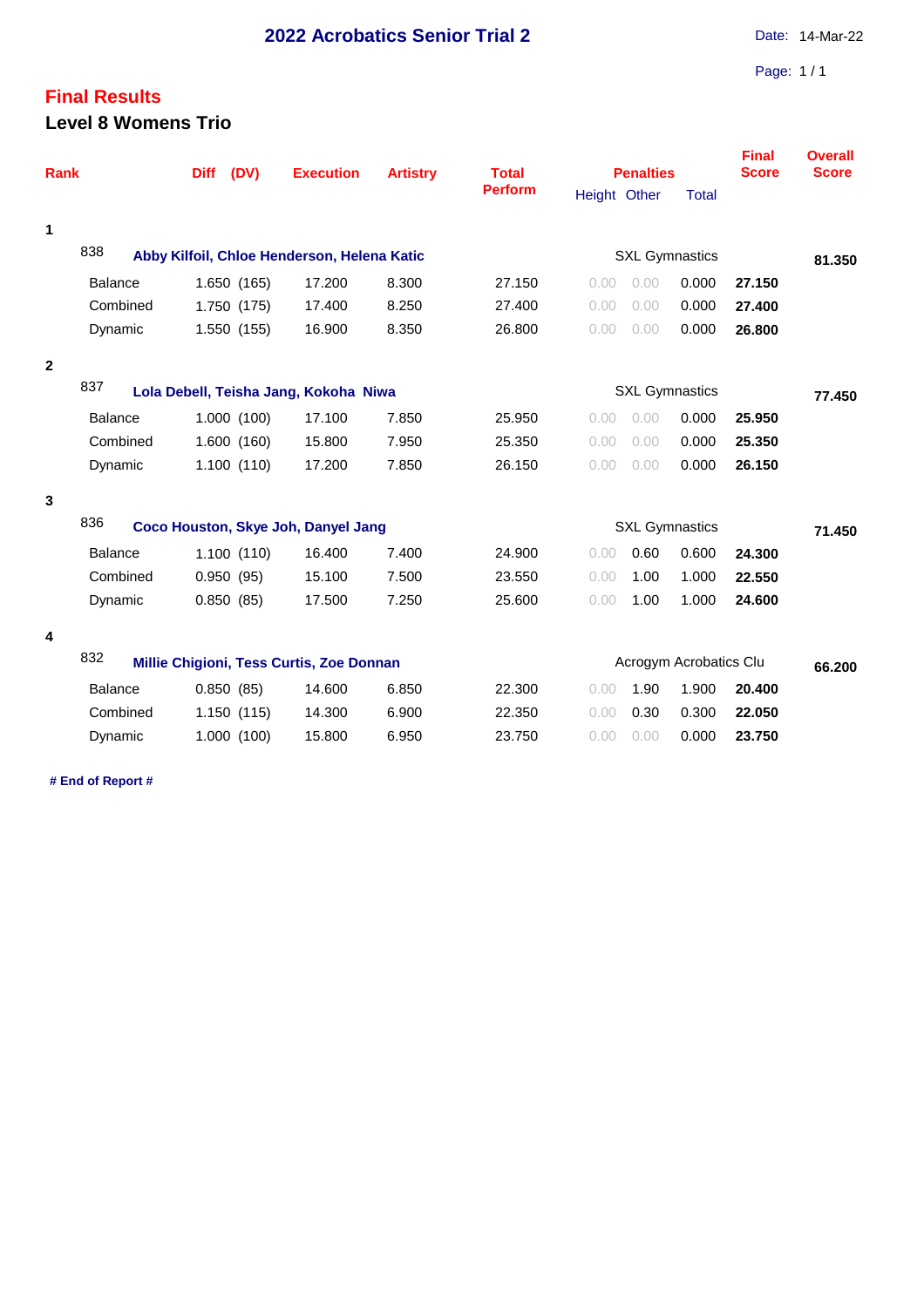# 2022 Acrobatics Senior Trial 2

Date: 14-Mar-22

## Final Results

### Level 8 Womens Trio

| Rank | | Diff | (DV) | Execution | Artistry | Total Perform | Penalties Height | Other | Total | Final Score | Overall Score |
|---|---|---|---|---|---|---|---|---|---|---|---|
| 1 | 838 | **Abby Kilfoil, Chloe Henderson, Helena Katic** | | | | | SXL Gymnastics | | | | **81.350** |
| | Balance | 1.650 | (165) | 17.200 | 8.300 | 27.150 | 0.00 | 0.00 | 0.000 | **27.150** | |
| | Combined | 1.750 | (175) | 17.400 | 8.250 | 27.400 | 0.00 | 0.00 | 0.000 | **27.400** | |
| | Dynamic | 1.550 | (155) | 16.900 | 8.350 | 26.800 | 0.00 | 0.00 | 0.000 | **26.800** | |
| 2 | 837 | **Lola Debell, Teisha Jang, Kokoha Niwa** | | | | | SXL Gymnastics | | | | **77.450** |
| | Balance | 1.000 | (100) | 17.100 | 7.850 | 25.950 | 0.00 | 0.00 | 0.000 | **25.950** | |
| | Combined | 1.600 | (160) | 15.800 | 7.950 | 25.350 | 0.00 | 0.00 | 0.000 | **25.350** | |
| | Dynamic | 1.100 | (110) | 17.200 | 7.850 | 26.150 | 0.00 | 0.00 | 0.000 | **26.150** | |
| 3 | 836 | **Coco Houston, Skye Joh, Danyel Jang** | | | | | SXL Gymnastics | | | | **71.450** |
| | Balance | 1.100 | (110) | 16.400 | 7.400 | 24.900 | 0.00 | 0.60 | 0.600 | **24.300** | |
| | Combined | 0.950 | (95) | 15.100 | 7.500 | 23.550 | 0.00 | 1.00 | 1.000 | **22.550** | |
| | Dynamic | 0.850 | (85) | 17.500 | 7.250 | 25.600 | 0.00 | 1.00 | 1.000 | **24.600** | |
| 4 | 832 | **Millie Chigioni, Tess Curtis, Zoe Donnan** | | | | | Acrogym Acrobatics Clu | | | | **66.200** |
| | Balance | 0.850 | (85) | 14.600 | 6.850 | 22.300 | 0.00 | 1.90 | 1.900 | **20.400** | |
| | Combined | 1.150 | (115) | 14.300 | 6.900 | 22.350 | 0.00 | 0.30 | 0.300 | **22.050** | |
| | Dynamic | 1.000 | (100) | 15.800 | 6.950 | 23.750 | 0.00 | 0.00 | 0.000 | **23.750** | |

**# End of Report #**